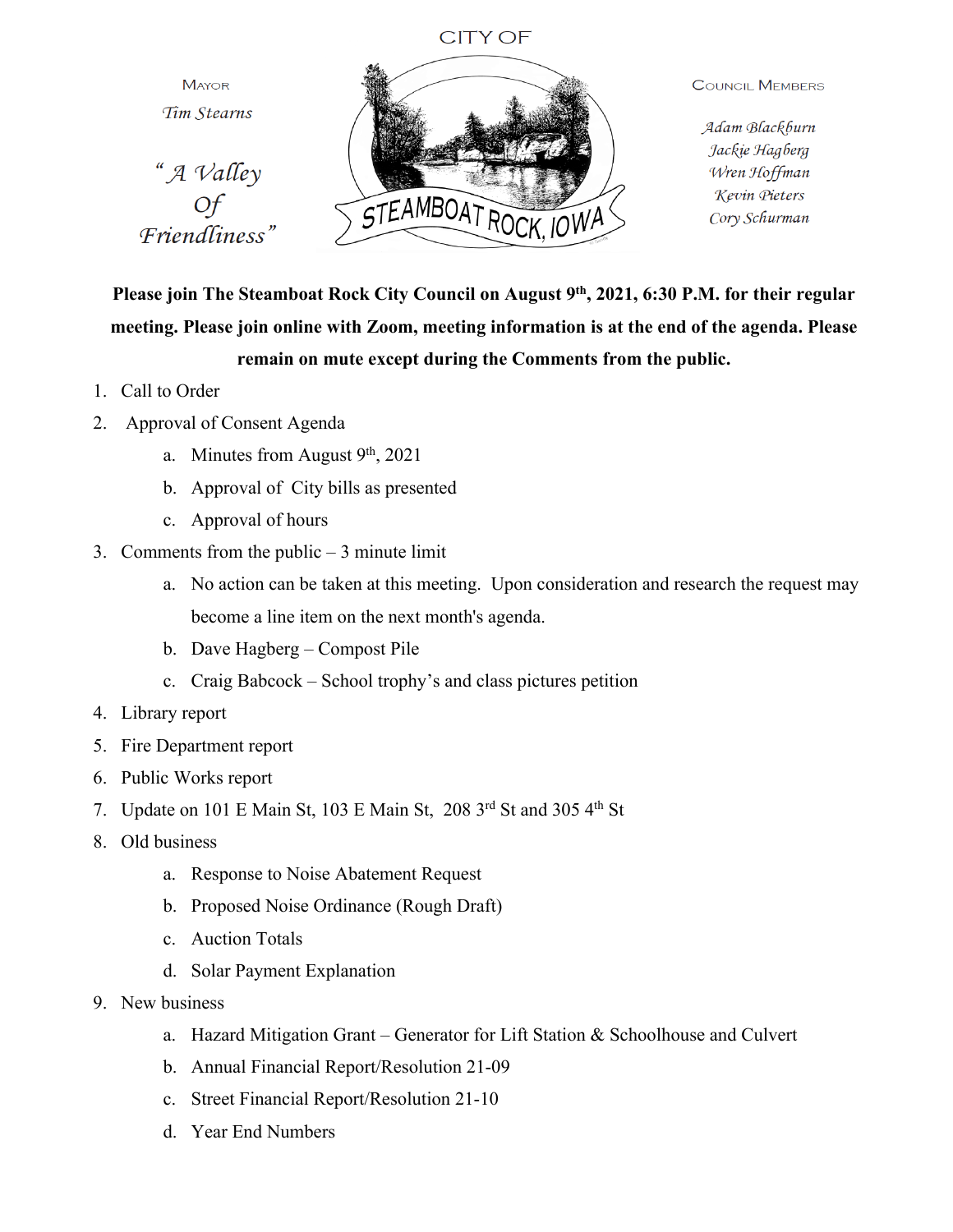CITY OF

MAYOR

*Tim Stearns*

*"A Valley Of Friendliness"*

STEAMBOAT ROCK, IOWA

COUNCIL MEMBERS

*Adam Blackburn*
*Jackie Hagberg*
*Wren Hoffman*
*Kevin Pieters*
*Cory Schurman*

**Please join The Steamboat Rock City Council on August 9th, 2021, 6:30 P.M. for their regular meeting. Please join online with Zoom, meeting information is at the end of the agenda. Please remain on mute except during the Comments from the public.**

1. Call to Order
2. Approval of Consent Agenda
   a. Minutes from August 9th, 2021
   b. Approval of City bills as presented
   c. Approval of hours
3. Comments from the public – 3 minute limit
   a. No action can be taken at this meeting. Upon consideration and research the request may become a line item on the next month's agenda.
   b. Dave Hagberg – Compost Pile
   c. Craig Babcock – School trophy's and class pictures petition
4. Library report
5. Fire Department report
6. Public Works report
7. Update on 101 E Main St, 103 E Main St, 208 3rd St and 305 4th St
8. Old business
   a. Response to Noise Abatement Request
   b. Proposed Noise Ordinance (Rough Draft)
   c. Auction Totals
   d. Solar Payment Explanation
9. New business
   a. Hazard Mitigation Grant – Generator for Lift Station & Schoolhouse and Culvert
   b. Annual Financial Report/Resolution 21-09
   c. Street Financial Report/Resolution 21-10
   d. Year End Numbers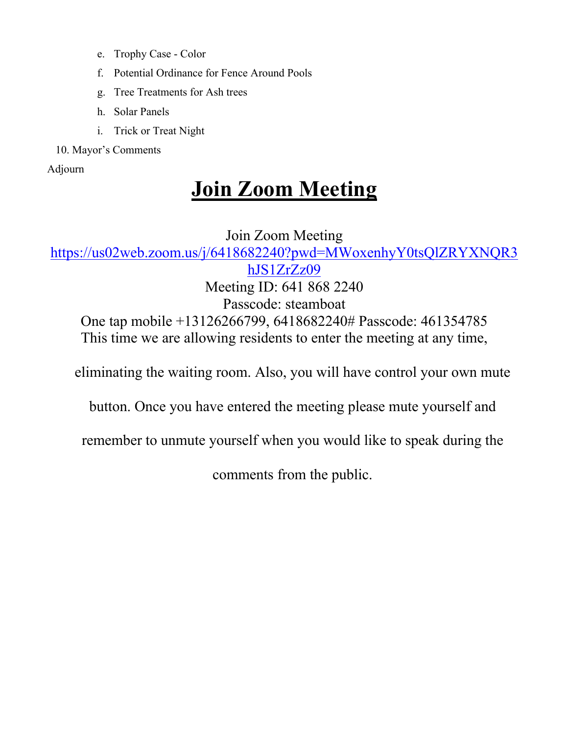e. Trophy Case - Color
   f. Potential Ordinance for Fence Around Pools
   g. Tree Treatments for Ash trees
   h. Solar Panels
   i. Trick or Treat Night

10. Mayor's Comments

Adjourn

# Join Zoom Meeting

Join Zoom Meeting

https://us02web.zoom.us/j/6418682240?pwd=MWoxenhyY0tsQlZRYXNQR3hJS1ZrZz09

Meeting ID: 641 868 2240

Passcode: steamboat

One tap mobile +13126266799, 6418682240# Passcode: 461354785

This time we are allowing residents to enter the meeting at any time, eliminating the waiting room. Also, you will have control your own mute button. Once you have entered the meeting please mute yourself and remember to unmute yourself when you would like to speak during the comments from the public.